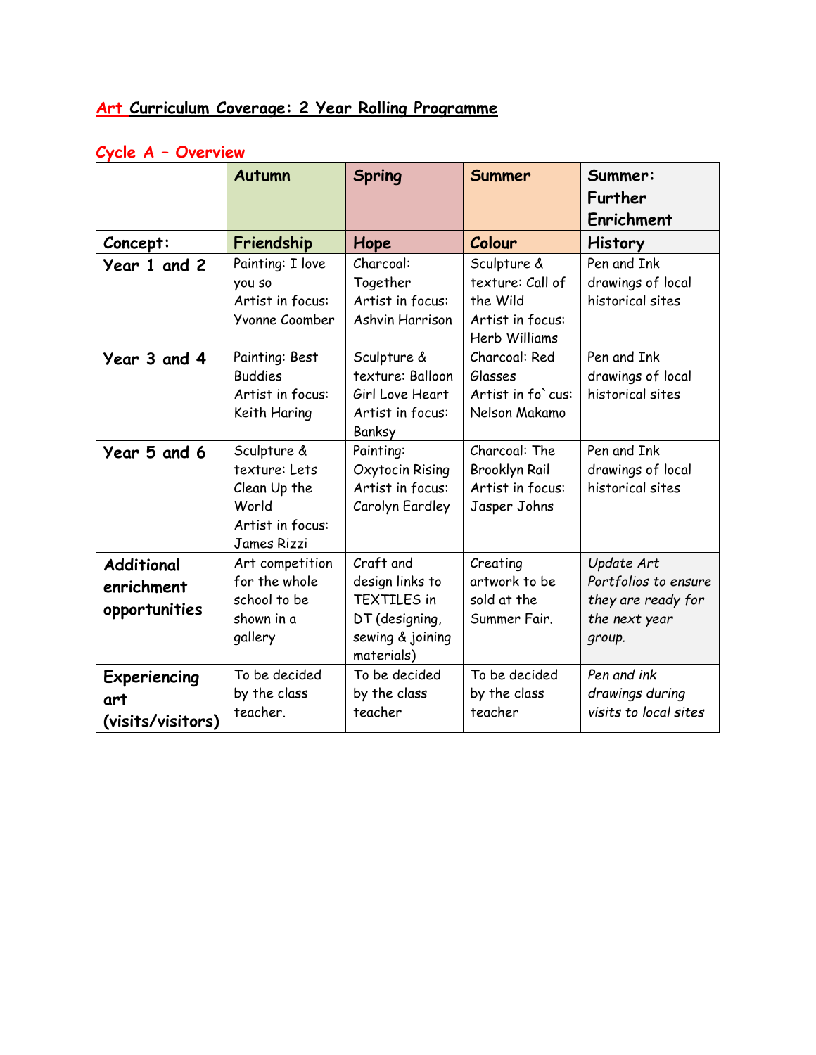# Art Curriculum Coverage: 2 Year Rolling Programme

## Cycle A – Overview

| | Autumn | Spring | Summer | Summer: Further Enrichment |
|---|---|---|---|---|
| **Concept:** | **Friendship** | **Hope** | **Colour** | **History** |
| **Year 1 and 2** | Painting: I love you so<br>Artist in focus: Yvonne Coomber | Charcoal: Together<br>Artist in focus: Ashvin Harrison | Sculpture & texture: Call of the Wild<br>Artist in focus: Herb Williams | Pen and Ink drawings of local historical sites |
| **Year 3 and 4** | Painting: Best Buddies<br>Artist in focus: Keith Haring | Sculpture & texture: Balloon Girl Love Heart<br>Artist in focus: Banksy | Charcoal: Red Glasses<br>Artist in fo`cus: Nelson Makamo | Pen and Ink drawings of local historical sites |
| **Year 5 and 6** | Sculpture & texture: Lets Clean Up the World<br>Artist in focus: James Rizzi | Painting: Oxytocin Rising<br>Artist in focus: Carolyn Eardley | Charcoal: The Brooklyn Rail<br>Artist in focus: Jasper Johns | Pen and Ink drawings of local historical sites |
| **Additional enrichment opportunities** | Art competition for the whole school to be shown in a gallery | Craft and design links to TEXTILES in DT (designing, sewing & joining materials) | Creating artwork to be sold at the Summer Fair. | *Update Art Portfolios to ensure they are ready for the next year group.* |
| **Experiencing art (visits/visitors)** | To be decided by the class teacher. | To be decided by the class teacher | To be decided by the class teacher | *Pen and ink drawings during visits to local sites* |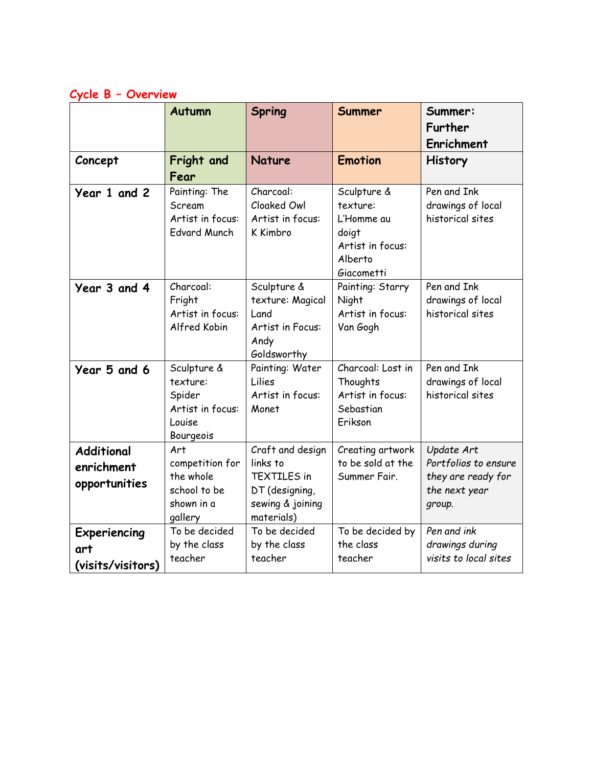## Cycle B – Overview

| | **Autumn** | **Spring** | **Summer** | **Summer: Further Enrichment** |
|---|---|---|---|---|
| **Concept** | **Fright and Fear** | **Nature** | **Emotion** | **History** |
| **Year 1 and 2** | Painting: The Scream<br>Artist in focus: Edvard Munch | Charcoal: Cloaked Owl<br>Artist in focus: K Kimbro | Sculpture & texture: L'Homme au doigt<br>Artist in focus: Alberto Giacometti | Pen and Ink drawings of local historical sites |
| **Year 3 and 4** | Charcoal: Fright<br>Artist in focus: Alfred Kobin | Sculpture & texture: Magical Land<br>Artist in Focus: Andy Goldsworthy | Painting: Starry Night<br>Artist in focus: Van Gogh | Pen and Ink drawings of local historical sites |
| **Year 5 and 6** | Sculpture & texture: Spider<br>Artist in focus: Louise Bourgeois | Painting: Water Lilies<br>Artist in focus: Monet | Charcoal: Lost in Thoughts<br>Artist in focus: Sebastian Erikson | Pen and Ink drawings of local historical sites |
| **Additional enrichment opportunities** | Art competition for the whole school to be shown in a gallery | Craft and design links to TEXTILES in DT (designing, sewing & joining materials) | Creating artwork to be sold at the Summer Fair. | *Update Art Portfolios to ensure they are ready for the next year group.* |
| **Experiencing art (visits/visitors)** | To be decided by the class teacher | To be decided by the class teacher | To be decided by the class teacher | *Pen and ink drawings during visits to local sites* |